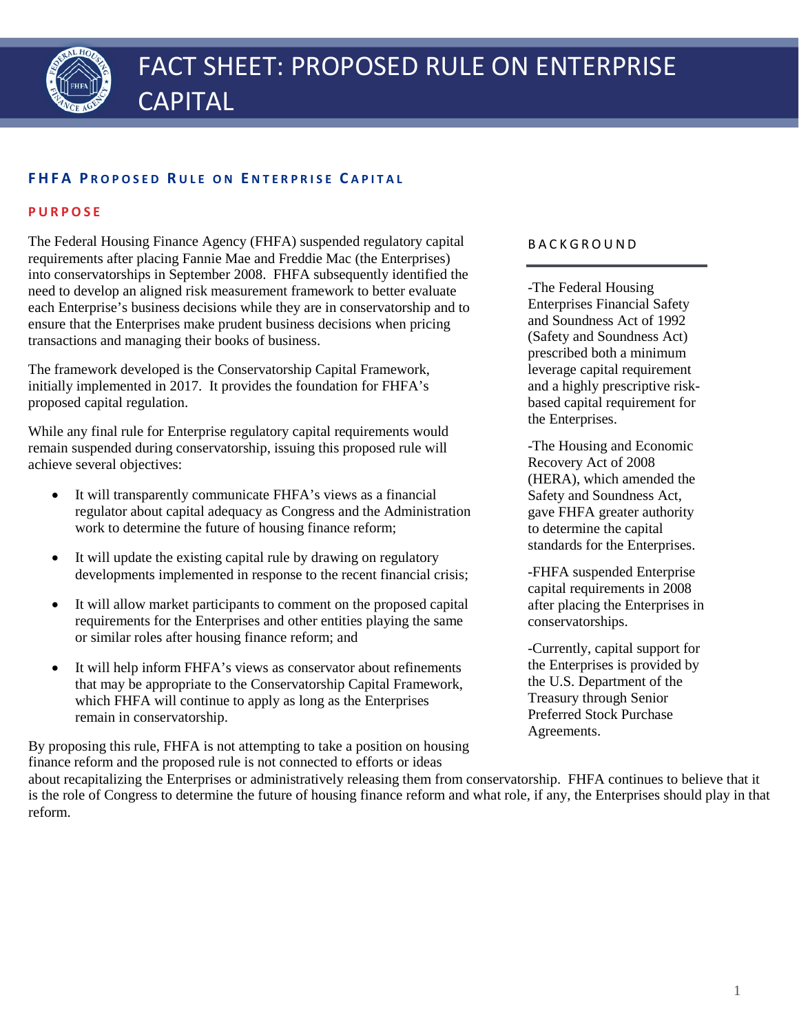# FACT SHEET: PROPOSED RULE ON ENTERPRISE CAPITAL

## FHFA Proposed Rule on Enterprise Capital

### PURPOSE

The Federal Housing Finance Agency (FHFA) suspended regulatory capital requirements after placing Fannie Mae and Freddie Mac (the Enterprises) into conservatorships in September 2008. FHFA subsequently identified the need to develop an aligned risk measurement framework to better evaluate each Enterprise's business decisions while they are in conservatorship and to ensure that the Enterprises make prudent business decisions when pricing transactions and managing their books of business.

The framework developed is the Conservatorship Capital Framework, initially implemented in 2017. It provides the foundation for FHFA's proposed capital regulation.

While any final rule for Enterprise regulatory capital requirements would remain suspended during conservatorship, issuing this proposed rule will achieve several objectives:

- It will transparently communicate FHFA's views as a financial regulator about capital adequacy as Congress and the Administration work to determine the future of housing finance reform;
- It will update the existing capital rule by drawing on regulatory developments implemented in response to the recent financial crisis;
- It will allow market participants to comment on the proposed capital requirements for the Enterprises and other entities playing the same or similar roles after housing finance reform; and
- It will help inform FHFA's views as conservator about refinements that may be appropriate to the Conservatorship Capital Framework, which FHFA will continue to apply as long as the Enterprises remain in conservatorship.

By proposing this rule, FHFA is not attempting to take a position on housing finance reform and the proposed rule is not connected to efforts or ideas about recapitalizing the Enterprises or administratively releasing them from conservatorship. FHFA continues to believe that it is the role of Congress to determine the future of housing finance reform and what role, if any, the Enterprises should play in that reform.

### BACKGROUND

-The Federal Housing Enterprises Financial Safety and Soundness Act of 1992 (Safety and Soundness Act) prescribed both a minimum leverage capital requirement and a highly prescriptive risk-based capital requirement for the Enterprises.

-The Housing and Economic Recovery Act of 2008 (HERA), which amended the Safety and Soundness Act, gave FHFA greater authority to determine the capital standards for the Enterprises.

-FHFA suspended Enterprise capital requirements in 2008 after placing the Enterprises in conservatorships.

-Currently, capital support for the Enterprises is provided by the U.S. Department of the Treasury through Senior Preferred Stock Purchase Agreements.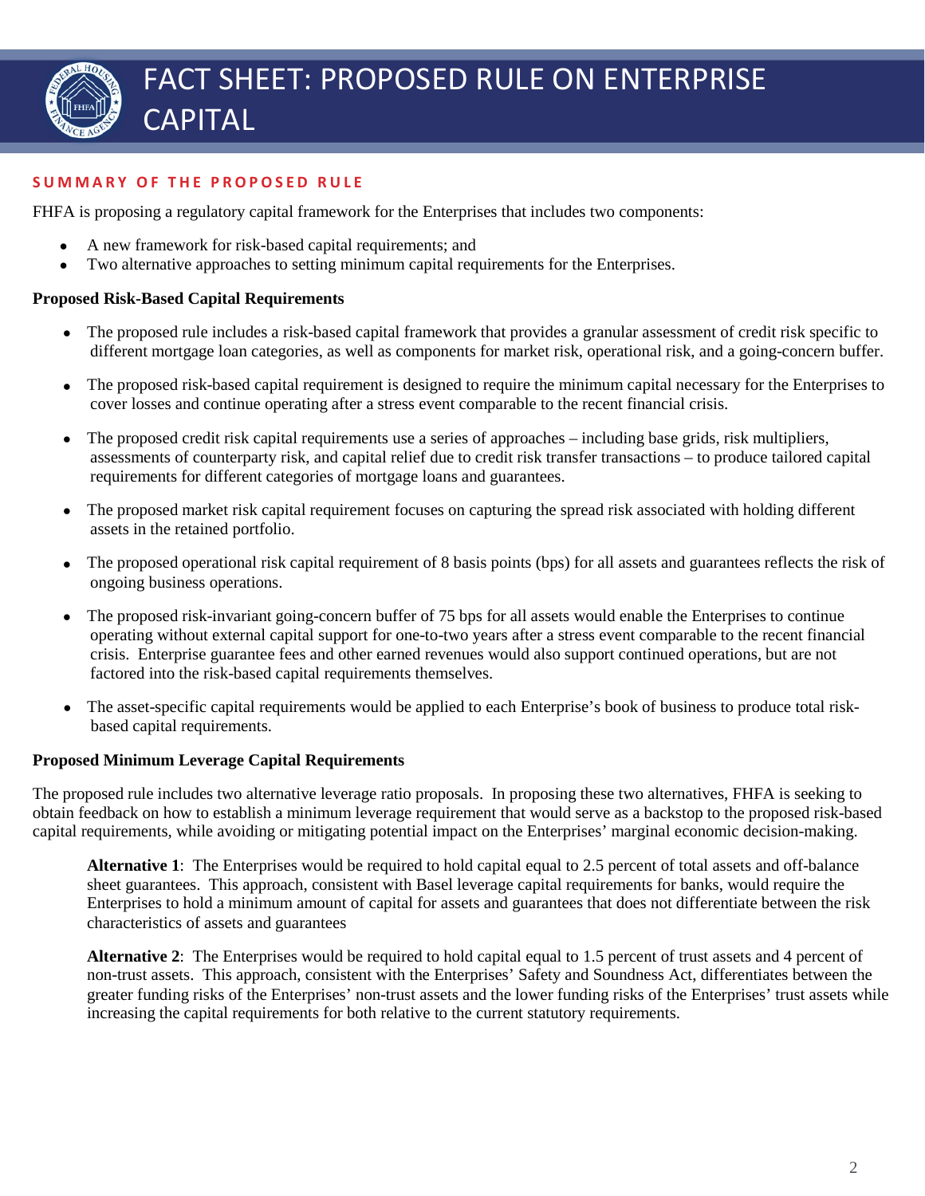# FACT SHEET: PROPOSED RULE ON ENTERPRISE CAPITAL

## SUMMARY OF THE PROPOSED RULE

FHFA is proposing a regulatory capital framework for the Enterprises that includes two components:

- A new framework for risk-based capital requirements; and
- Two alternative approaches to setting minimum capital requirements for the Enterprises.

### Proposed Risk-Based Capital Requirements

- The proposed rule includes a risk-based capital framework that provides a granular assessment of credit risk specific to different mortgage loan categories, as well as components for market risk, operational risk, and a going-concern buffer.

- The proposed risk-based capital requirement is designed to require the minimum capital necessary for the Enterprises to cover losses and continue operating after a stress event comparable to the recent financial crisis.

- The proposed credit risk capital requirements use a series of approaches – including base grids, risk multipliers, assessments of counterparty risk, and capital relief due to credit risk transfer transactions – to produce tailored capital requirements for different categories of mortgage loans and guarantees.

- The proposed market risk capital requirement focuses on capturing the spread risk associated with holding different assets in the retained portfolio.

- The proposed operational risk capital requirement of 8 basis points (bps) for all assets and guarantees reflects the risk of ongoing business operations.

- The proposed risk-invariant going-concern buffer of 75 bps for all assets would enable the Enterprises to continue operating without external capital support for one-to-two years after a stress event comparable to the recent financial crisis. Enterprise guarantee fees and other earned revenues would also support continued operations, but are not factored into the risk-based capital requirements themselves.

- The asset-specific capital requirements would be applied to each Enterprise's book of business to produce total risk-based capital requirements.

### Proposed Minimum Leverage Capital Requirements

The proposed rule includes two alternative leverage ratio proposals. In proposing these two alternatives, FHFA is seeking to obtain feedback on how to establish a minimum leverage requirement that would serve as a backstop to the proposed risk-based capital requirements, while avoiding or mitigating potential impact on the Enterprises' marginal economic decision-making.

**Alternative 1**: The Enterprises would be required to hold capital equal to 2.5 percent of total assets and off-balance sheet guarantees. This approach, consistent with Basel leverage capital requirements for banks, would require the Enterprises to hold a minimum amount of capital for assets and guarantees that does not differentiate between the risk characteristics of assets and guarantees

**Alternative 2**: The Enterprises would be required to hold capital equal to 1.5 percent of trust assets and 4 percent of non-trust assets. This approach, consistent with the Enterprises' Safety and Soundness Act, differentiates between the greater funding risks of the Enterprises' non-trust assets and the lower funding risks of the Enterprises' trust assets while increasing the capital requirements for both relative to the current statutory requirements.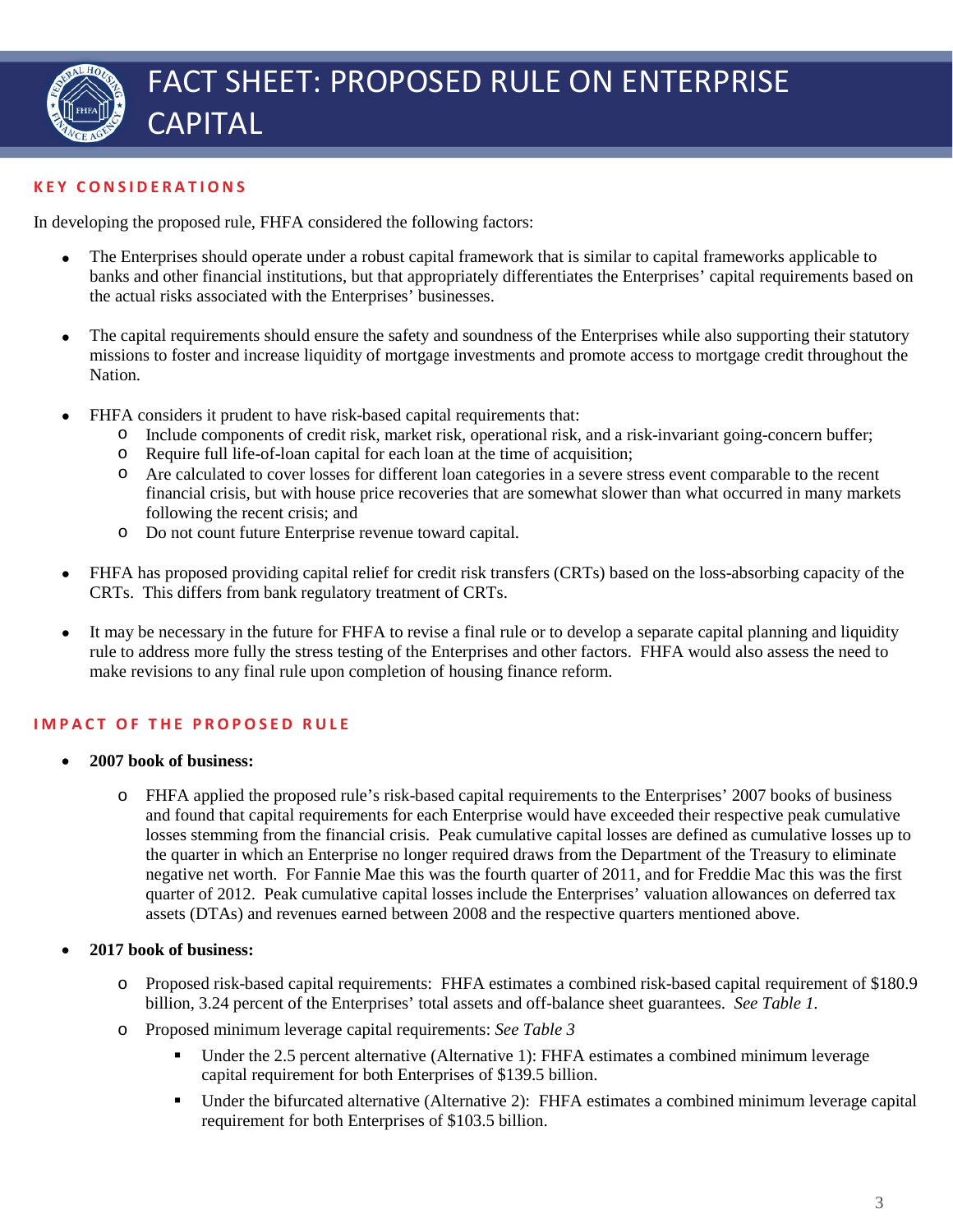# FACT SHEET: PROPOSED RULE ON ENTERPRISE CAPITAL

## KEY CONSIDERATIONS

In developing the proposed rule, FHFA considered the following factors:

- The Enterprises should operate under a robust capital framework that is similar to capital frameworks applicable to banks and other financial institutions, but that appropriately differentiates the Enterprises' capital requirements based on the actual risks associated with the Enterprises' businesses.
- The capital requirements should ensure the safety and soundness of the Enterprises while also supporting their statutory missions to foster and increase liquidity of mortgage investments and promote access to mortgage credit throughout the Nation.
- FHFA considers it prudent to have risk-based capital requirements that:
  - Include components of credit risk, market risk, operational risk, and a risk-invariant going-concern buffer;
  - Require full life-of-loan capital for each loan at the time of acquisition;
  - Are calculated to cover losses for different loan categories in a severe stress event comparable to the recent financial crisis, but with house price recoveries that are somewhat slower than what occurred in many markets following the recent crisis; and
  - Do not count future Enterprise revenue toward capital.
- FHFA has proposed providing capital relief for credit risk transfers (CRTs) based on the loss-absorbing capacity of the CRTs. This differs from bank regulatory treatment of CRTs.
- It may be necessary in the future for FHFA to revise a final rule or to develop a separate capital planning and liquidity rule to address more fully the stress testing of the Enterprises and other factors. FHFA would also assess the need to make revisions to any final rule upon completion of housing finance reform.

## IMPACT OF THE PROPOSED RULE

- **2007 book of business:**
  - FHFA applied the proposed rule's risk-based capital requirements to the Enterprises' 2007 books of business and found that capital requirements for each Enterprise would have exceeded their respective peak cumulative losses stemming from the financial crisis. Peak cumulative capital losses are defined as cumulative losses up to the quarter in which an Enterprise no longer required draws from the Department of the Treasury to eliminate negative net worth. For Fannie Mae this was the fourth quarter of 2011, and for Freddie Mac this was the first quarter of 2012. Peak cumulative capital losses include the Enterprises' valuation allowances on deferred tax assets (DTAs) and revenues earned between 2008 and the respective quarters mentioned above.
- **2017 book of business:**
  - Proposed risk-based capital requirements: FHFA estimates a combined risk-based capital requirement of $180.9 billion, 3.24 percent of the Enterprises' total assets and off-balance sheet guarantees. *See Table 1.*
  - Proposed minimum leverage capital requirements: *See Table 3*
    - Under the 2.5 percent alternative (Alternative 1): FHFA estimates a combined minimum leverage capital requirement for both Enterprises of $139.5 billion.
    - Under the bifurcated alternative (Alternative 2): FHFA estimates a combined minimum leverage capital requirement for both Enterprises of $103.5 billion.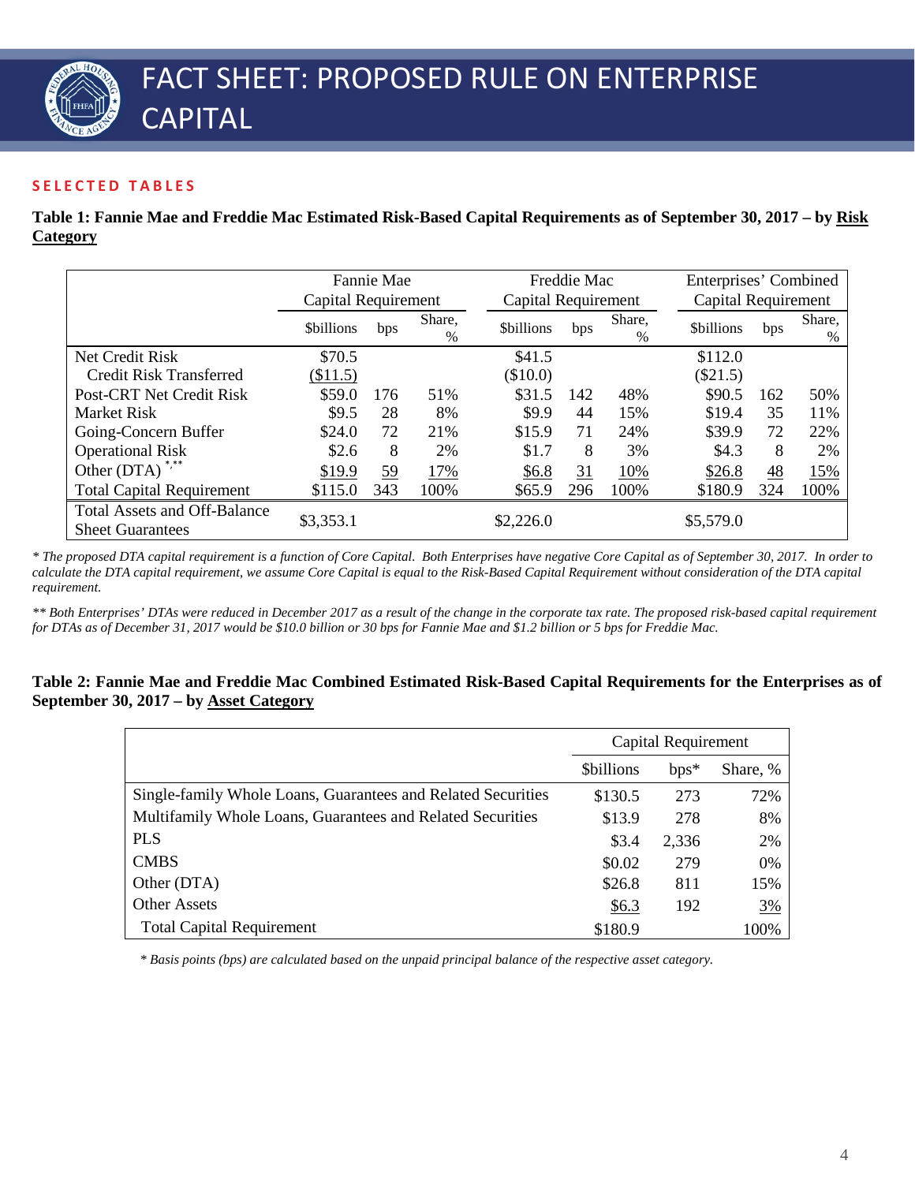# FACT SHEET: PROPOSED RULE ON ENTERPRISE CAPITAL

## SELECTED TABLES

**Table 1: Fannie Mae and Freddie Mac Estimated Risk-Based Capital Requirements as of September 30, 2017 – by Risk Category**

| | Fannie Mae Capital Requirement | | | Freddie Mac Capital Requirement | | | Enterprises' Combined Capital Requirement | | |
|---|---|---|---|---|---|---|---|---|---|
| | $billions | bps | Share, % | $billions | bps | Share, % | $billions | bps | Share, % |
| Net Credit Risk | $70.5 | | | $41.5 | | | $112.0 | | |
| Credit Risk Transferred | ($11.5) | | | ($10.0) | | | ($21.5) | | |
| Post-CRT Net Credit Risk | $59.0 | 176 | 51% | $31.5 | 142 | 48% | $90.5 | 162 | 50% |
| Market Risk | $9.5 | 28 | 8% | $9.9 | 44 | 15% | $19.4 | 35 | 11% |
| Going-Concern Buffer | $24.0 | 72 | 21% | $15.9 | 71 | 24% | $39.9 | 72 | 22% |
| Operational Risk | $2.6 | 8 | 2% | $1.7 | 8 | 3% | $4.3 | 8 | 2% |
| Other (DTA) *,** | $19.9 | 59 | 17% | $6.8 | 31 | 10% | $26.8 | 48 | 15% |
| Total Capital Requirement | $115.0 | 343 | 100% | $65.9 | 296 | 100% | $180.9 | 324 | 100% |
| Total Assets and Off-Balance Sheet Guarantees | $3,353.1 | | | $2,226.0 | | | $5,579.0 | | |

*\* The proposed DTA capital requirement is a function of Core Capital. Both Enterprises have negative Core Capital as of September 30, 2017. In order to calculate the DTA capital requirement, we assume Core Capital is equal to the Risk-Based Capital Requirement without consideration of the DTA capital requirement.*

*\*\* Both Enterprises' DTAs were reduced in December 2017 as a result of the change in the corporate tax rate. The proposed risk-based capital requirement for DTAs as of December 31, 2017 would be $10.0 billion or 30 bps for Fannie Mae and $1.2 billion or 5 bps for Freddie Mac.*

**Table 2: Fannie Mae and Freddie Mac Combined Estimated Risk-Based Capital Requirements for the Enterprises as of September 30, 2017 – by Asset Category**

| | Capital Requirement | | |
|---|---|---|---|
| | $billions | bps* | Share, % |
| Single-family Whole Loans, Guarantees and Related Securities | $130.5 | 273 | 72% |
| Multifamily Whole Loans, Guarantees and Related Securities | $13.9 | 278 | 8% |
| PLS | $3.4 | 2,336 | 2% |
| CMBS | $0.02 | 279 | 0% |
| Other (DTA) | $26.8 | 811 | 15% |
| Other Assets | $6.3 | 192 | 3% |
| Total Capital Requirement | $180.9 | | 100% |

*\* Basis points (bps) are calculated based on the unpaid principal balance of the respective asset category.*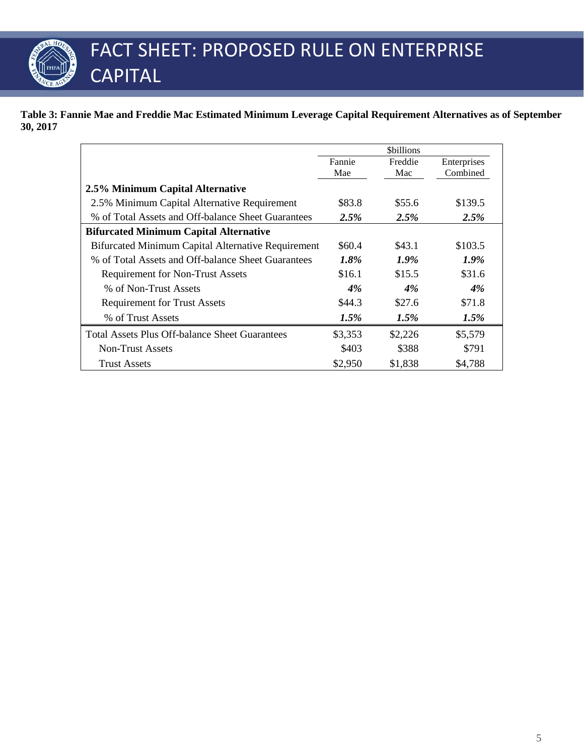# FACT SHEET: PROPOSED RULE ON ENTERPRISE CAPITAL

**Table 3: Fannie Mae and Freddie Mac Estimated Minimum Leverage Capital Requirement Alternatives as of September 30, 2017**

| | $billions | | |
|---|---|---|---|
| | Fannie Mae | Freddie Mac | Enterprises Combined |
| **2.5% Minimum Capital Alternative** | | | |
| 2.5% Minimum Capital Alternative Requirement | $83.8 | $55.6 | $139.5 |
| % of Total Assets and Off-balance Sheet Guarantees | ***2.5%*** | ***2.5%*** | ***2.5%*** |
| **Bifurcated Minimum Capital Alternative** | | | |
| Bifurcated Minimum Capital Alternative Requirement | $60.4 | $43.1 | $103.5 |
| % of Total Assets and Off-balance Sheet Guarantees | ***1.8%*** | ***1.9%*** | ***1.9%*** |
| Requirement for Non-Trust Assets | $16.1 | $15.5 | $31.6 |
| % of Non-Trust Assets | ***4%*** | ***4%*** | ***4%*** |
| Requirement for Trust Assets | $44.3 | $27.6 | $71.8 |
| % of Trust Assets | ***1.5%*** | ***1.5%*** | ***1.5%*** |
| Total Assets Plus Off-balance Sheet Guarantees | $3,353 | $2,226 | $5,579 |
| Non-Trust Assets | $403 | $388 | $791 |
| Trust Assets | $2,950 | $1,838 | $4,788 |